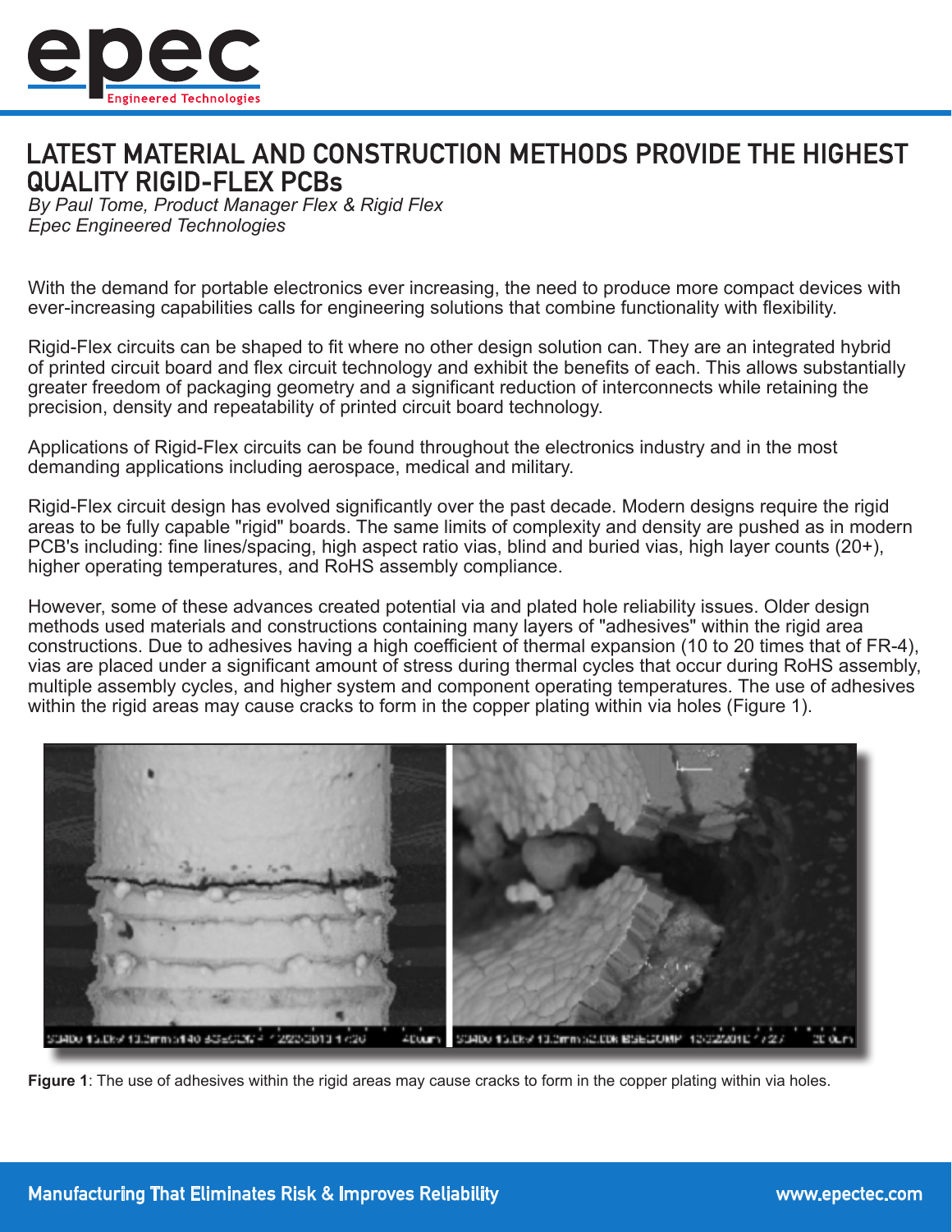# LATEST MATERIAL AND CONSTRUCTION METHODS PROVIDE THE HIGHEST QUALITY RIGID-FLEX PCBs

*By Paul Tome, Product Manager Flex & Rigid Flex*
*Epec Engineered Technologies*

With the demand for portable electronics ever increasing, the need to produce more compact devices with ever-increasing capabilities calls for engineering solutions that combine functionality with flexibility.

Rigid-Flex circuits can be shaped to fit where no other design solution can. They are an integrated hybrid of printed circuit board and flex circuit technology and exhibit the benefits of each. This allows substantially greater freedom of packaging geometry and a significant reduction of interconnects while retaining the precision, density and repeatability of printed circuit board technology.

Applications of Rigid-Flex circuits can be found throughout the electronics industry and in the most demanding applications including aerospace, medical and military.

Rigid-Flex circuit design has evolved significantly over the past decade. Modern designs require the rigid areas to be fully capable "rigid" boards. The same limits of complexity and density are pushed as in modern PCB's including: fine lines/spacing, high aspect ratio vias, blind and buried vias, high layer counts (20+), higher operating temperatures, and RoHS assembly compliance.

However, some of these advances created potential via and plated hole reliability issues. Older design methods used materials and constructions containing many layers of "adhesives" within the rigid area constructions. Due to adhesives having a high coefficient of thermal expansion (10 to 20 times that of FR-4), vias are placed under a significant amount of stress during thermal cycles that occur during RoHS assembly, multiple assembly cycles, and higher system and component operating temperatures. The use of adhesives within the rigid areas may cause cracks to form in the copper plating within via holes (Figure 1).

**Figure 1**: The use of adhesives within the rigid areas may cause cracks to form in the copper plating within via holes.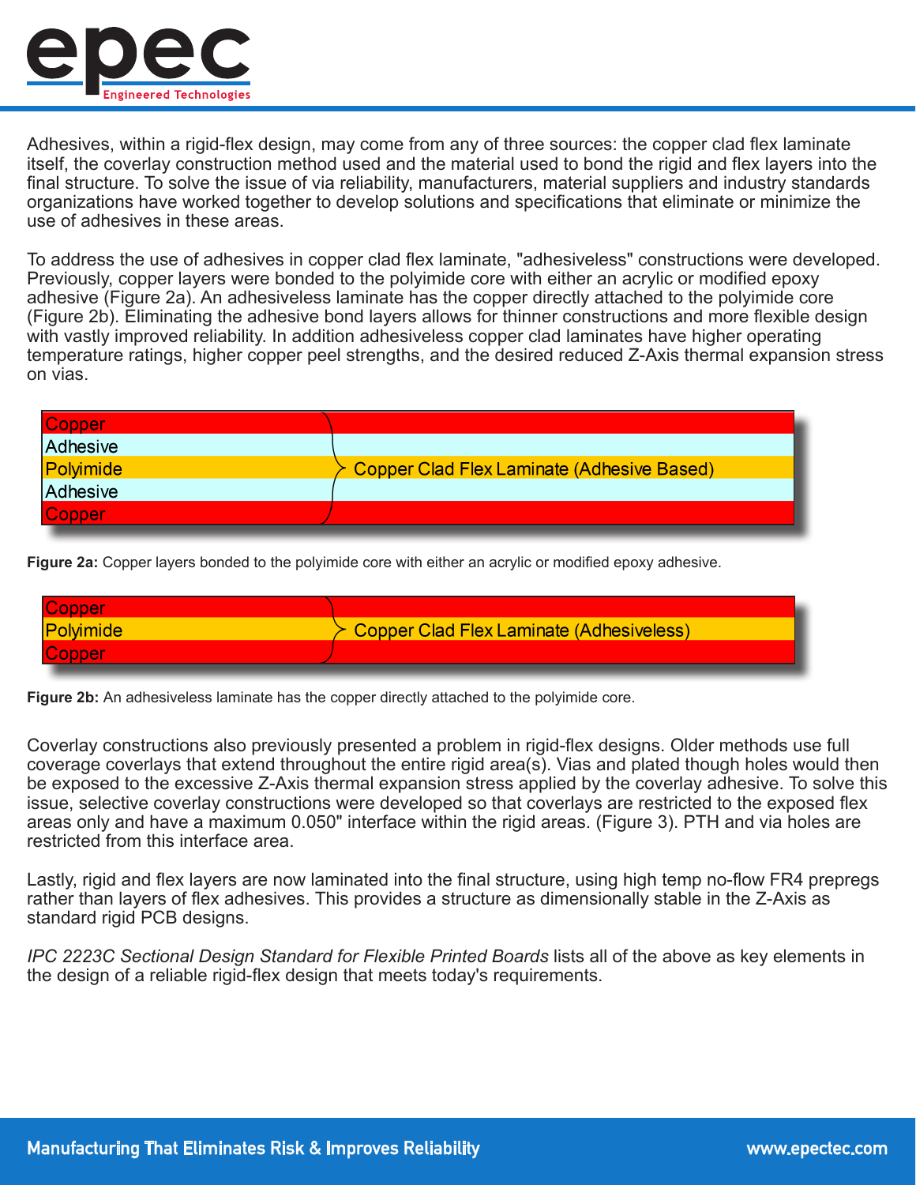Adhesives, within a rigid-flex design, may come from any of three sources: the copper clad flex laminate itself, the coverlay construction method used and the material used to bond the rigid and flex layers into the final structure. To solve the issue of via reliability, manufacturers, material suppliers and industry standards organizations have worked together to develop solutions and specifications that eliminate or minimize the use of adhesives in these areas.

To address the use of adhesives in copper clad flex laminate, "adhesiveless" constructions were developed. Previously, copper layers were bonded to the polyimide core with either an acrylic or modified epoxy adhesive (Figure 2a). An adhesiveless laminate has the copper directly attached to the polyimide core (Figure 2b). Eliminating the adhesive bond layers allows for thinner constructions and more flexible design with vastly improved reliability. In addition adhesiveless copper clad laminates have higher operating temperature ratings, higher copper peel strengths, and the desired reduced Z-Axis thermal expansion stress on vias.

| Layer | |
|---|---|
| Copper | Copper Clad Flex Laminate (Adhesive Based) |
| Adhesive | |
| Polyimide | |
| Adhesive | |
| Copper | |

**Figure 2a:** Copper layers bonded to the polyimide core with either an acrylic or modified epoxy adhesive.

| Layer | |
|---|---|
| Copper | Copper Clad Flex Laminate (Adhesiveless) |
| Polyimide | |
| Copper | |

**Figure 2b:** An adhesiveless laminate has the copper directly attached to the polyimide core.

Coverlay constructions also previously presented a problem in rigid-flex designs. Older methods use full coverage coverlays that extend throughout the entire rigid area(s). Vias and plated though holes would then be exposed to the excessive Z-Axis thermal expansion stress applied by the coverlay adhesive. To solve this issue, selective coverlay constructions were developed so that coverlays are restricted to the exposed flex areas only and have a maximum 0.050" interface within the rigid areas. (Figure 3). PTH and via holes are restricted from this interface area.

Lastly, rigid and flex layers are now laminated into the final structure, using high temp no-flow FR4 prepregs rather than layers of flex adhesives. This provides a structure as dimensionally stable in the Z-Axis as standard rigid PCB designs.

*IPC 2223C Sectional Design Standard for Flexible Printed Boards* lists all of the above as key elements in the design of a reliable rigid-flex design that meets today's requirements.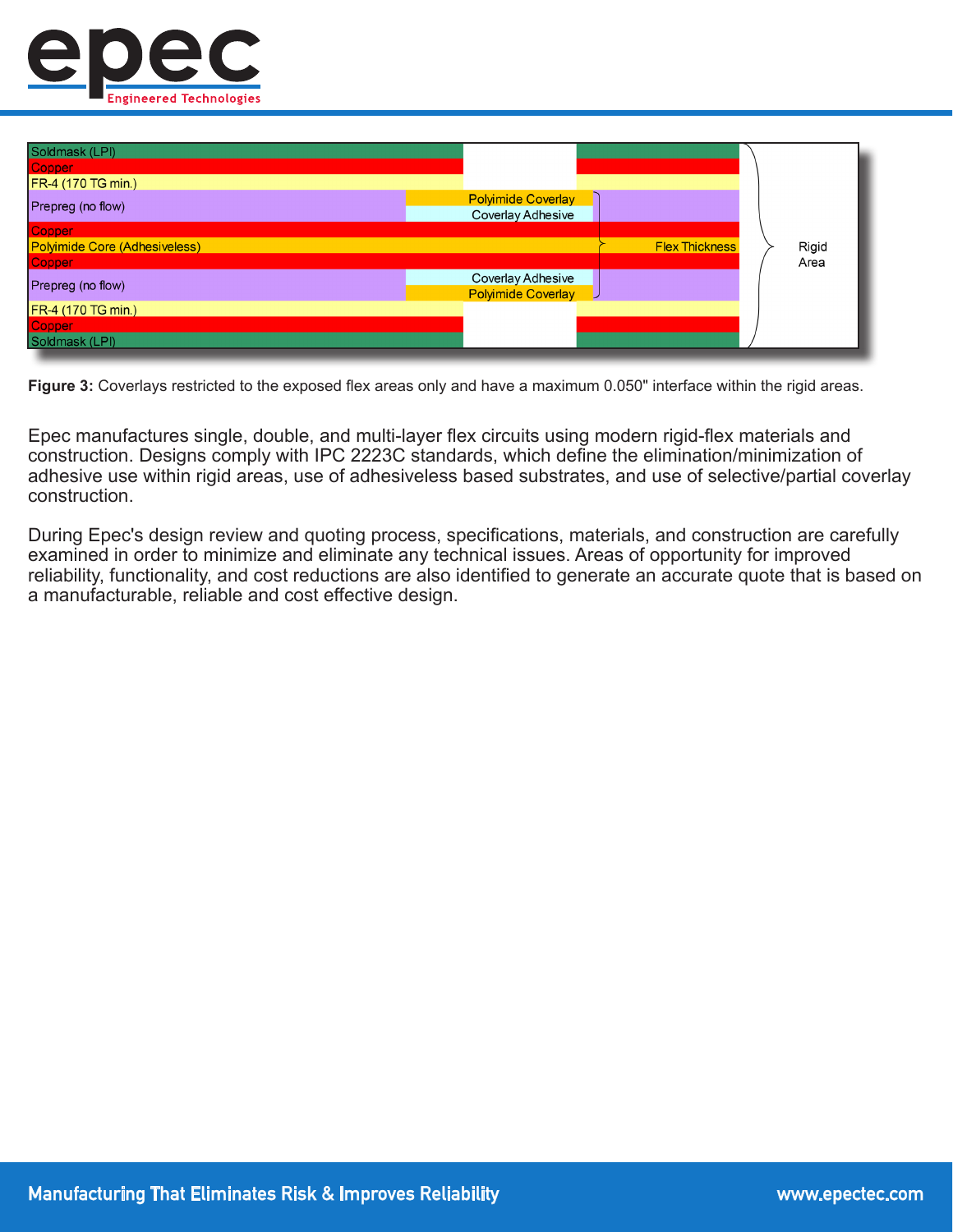Soldmask (LPI)
Copper
FR-4 (170 TG min.)
Prepreg (no flow)
Polyimide Coverlay
Coverlay Adhesive
Copper
Polyimide Core (Adhesiveless)
Flex Thickness
Rigid Area
Copper
Prepreg (no flow)
Coverlay Adhesive
Polyimide Coverlay
FR-4 (170 TG min.)
Copper
Soldmask (LPI)

**Figure 3:** Coverlays restricted to the exposed flex areas only and have a maximum 0.050" interface within the rigid areas.

Epec manufactures single, double, and multi-layer flex circuits using modern rigid-flex materials and construction. Designs comply with IPC 2223C standards, which define the elimination/minimization of adhesive use within rigid areas, use of adhesiveless based substrates, and use of selective/partial coverlay construction.

During Epec's design review and quoting process, specifications, materials, and construction are carefully examined in order to minimize and eliminate any technical issues. Areas of opportunity for improved reliability, functionality, and cost reductions are also identified to generate an accurate quote that is based on a manufacturable, reliable and cost effective design.